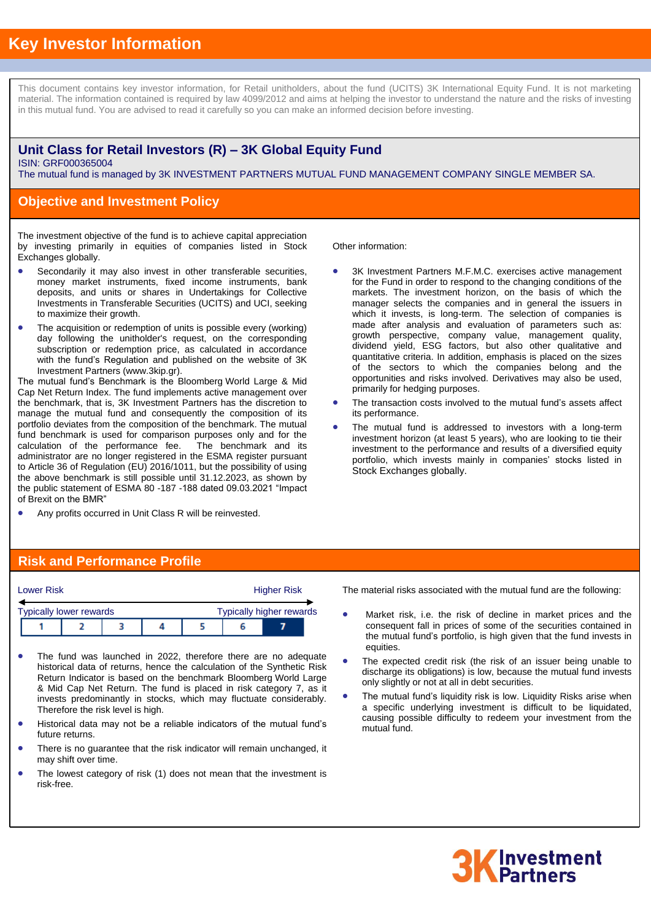# Key Investor Information

This document contains key investor information, for Retail unitholders, about the fund (UCITS) 3K International Equity Fund. It is not marketing material. The information contained is required by law 4099/2012 and aims at helping the investor to understand the nature and the risks of investing in this mutual fund. You are advised to read it carefully so you can make an informed decision before investing.

## Unit Class for Retail Investors (R) – 3K Global Equity Fund

ISIN: GRF000365004

The mutual fund is managed by 3K INVESTMENT PARTNERS MUTUAL FUND MANAGEMENT COMPANY SINGLE MEMBER SA.

## Objective and Investment Policy

The investment objective of the fund is to achieve capital appreciation by investing primarily in equities of companies listed in Stock Exchanges globally.

- Secondarily it may also invest in other transferable securities, money market instruments, fixed income instruments, bank deposits, and units or shares in Undertakings for Collective Investments in Transferable Securities (UCITS) and UCI, seeking to maximize their growth.
- The acquisition or redemption of units is possible every (working) day following the unitholder's request, on the corresponding subscription or redemption price, as calculated in accordance with the fund's Regulation and published on the website of 3K Investment Partners (www.3kip.gr).

The mutual fund's Benchmark is the Bloomberg World Large & Mid Cap Net Return Index. The fund implements active management over the benchmark, that is, 3K Investment Partners has the discretion to manage the mutual fund and consequently the composition of its portfolio deviates from the composition of the benchmark. The mutual fund benchmark is used for comparison purposes only and for the calculation of the performance fee. The benchmark and its administrator are no longer registered in the ESMA register pursuant to Article 36 of Regulation (EU) 2016/1011, but the possibility of using the above benchmark is still possible until 31.12.2023, as shown by the public statement of ESMA 80 -187 -188 dated 09.03.2021 "Impact of Brexit on the BMR"

- Any profits occurred in Unit Class R will be reinvested.

Other information:

- 3K Investment Partners M.F.M.C. exercises active management for the Fund in order to respond to the changing conditions of the markets. The investment horizon, on the basis of which the manager selects the companies and in general the issuers in which it invests, is long-term. The selection of companies is made after analysis and evaluation of parameters such as: growth perspective, company value, management quality, dividend yield, ESG factors, but also other qualitative and quantitative criteria. In addition, emphasis is placed on the sizes of the sectors to which the companies belong and the opportunities and risks involved. Derivatives may also be used, primarily for hedging purposes.
- The transaction costs involved to the mutual fund's assets affect its performance.
- The mutual fund is addressed to investors with a long-term investment horizon (at least 5 years), who are looking to tie their investment to the performance and results of a diversified equity portfolio, which invests mainly in companies' stocks listed in Stock Exchanges globally.

## Risk and Performance Profile

Lower Risk — Higher Risk

Typically lower rewards — Typically higher rewards

| 1 | 2 | 3 | 4 | 5 | 6 | **7** |
|---|---|---|---|---|---|---|

- The fund was launched in 2022, therefore there are no adequate historical data of returns, hence the calculation of the Synthetic Risk Return Indicator is based on the benchmark Bloomberg World Large & Mid Cap Net Return. The fund is placed in risk category 7, as it invests predominantly in stocks, which may fluctuate considerably. Therefore the risk level is high.
- Historical data may not be a reliable indicators of the mutual fund's future returns.
- There is no guarantee that the risk indicator will remain unchanged, it may shift over time.
- The lowest category of risk (1) does not mean that the investment is risk-free.

The material risks associated with the mutual fund are the following:

- Market risk, i.e. the risk of decline in market prices and the consequent fall in prices of some of the securities contained in the mutual fund's portfolio, is high given that the fund invests in equities.
- The expected credit risk (the risk of an issuer being unable to discharge its obligations) is low, because the mutual fund invests only slightly or not at all in debt securities.
- The mutual fund's liquidity risk is low. Liquidity Risks arise when a specific underlying investment is difficult to be liquidated, causing possible difficulty to redeem your investment from the mutual fund.

3K Investment Partners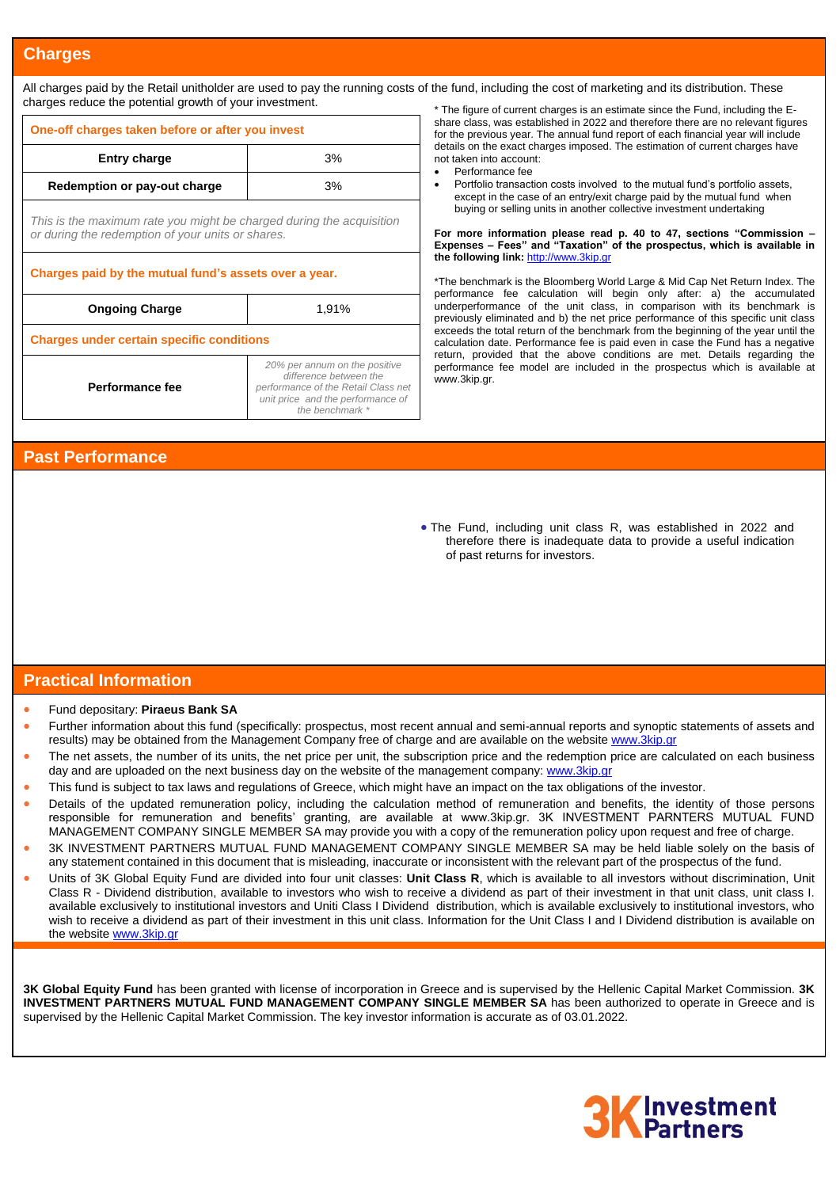## Charges

All charges paid by the Retail unitholder are used to pay the running costs of the fund, including the cost of marketing and its distribution. These charges reduce the potential growth of your investment.

| One-off charges taken before or after you invest | |
|---|---|
| **Entry charge** | 3% |
| **Redemption or pay-out charge** | 3% |
| *This is the maximum rate you might be charged during the acquisition or during the redemption of your units or shares.* | |
| **Charges paid by the mutual fund's assets over a year.** | |
| **Ongoing Charge** | 1,91% |
| **Charges under certain specific conditions** | |
| **Performance fee** | *20% per annum on the positive difference between the performance of the Retail Class net unit price and the performance of the benchmark ** |

* The figure of current charges is an estimate since the Fund, including the E-share class, was established in 2022 and therefore there are no relevant figures for the previous year. The annual fund report of each financial year will include details on the exact charges imposed. The estimation of current charges have not taken into account:

- Performance fee
- Portfolio transaction costs involved to the mutual fund's portfolio assets, except in the case of an entry/exit charge paid by the mutual fund when buying or selling units in another collective investment undertaking

**For more information please read p. 40 to 47, sections "Commission – Expenses – Fees" and "Taxation" of the prospectus, which is available in the following link:** http://www.3kip.gr

*The benchmark is the Bloomberg World Large & Mid Cap Net Return Index. The performance fee calculation will begin only after: a) the accumulated underperformance of the unit class, in comparison with its benchmark is previously eliminated and b) the net price performance of this specific unit class exceeds the total return of the benchmark from the beginning of the year until the calculation date. Performance fee is paid even in case the Fund has a negative return, provided that the above conditions are met. Details regarding the performance fee model are included in the prospectus which is available at www.3kip.gr.

## Past Performance

- The Fund, including unit class R, was established in 2022 and therefore there is inadequate data to provide a useful indication of past returns for investors.

## Practical Information

- Fund depositary: **Piraeus Bank SA**
- Further information about this fund (specifically: prospectus, most recent annual and semi-annual reports and synoptic statements of assets and results) may be obtained from the Management Company free of charge and are available on the website www.3kip.gr
- The net assets, the number of its units, the net price per unit, the subscription price and the redemption price are calculated on each business day and are uploaded on the next business day on the website of the management company: www.3kip.gr
- This fund is subject to tax laws and regulations of Greece, which might have an impact on the tax obligations of the investor.
- Details of the updated remuneration policy, including the calculation method of remuneration and benefits, the identity of those persons responsible for remuneration and benefits' granting, are available at www.3kip.gr. 3K INVESTMENT PARNTERS MUTUAL FUND MANAGEMENT COMPANY SINGLE MEMBER SA may provide you with a copy of the remuneration policy upon request and free of charge.
- 3K INVESTMENT PARTNERS MUTUAL FUND MANAGEMENT COMPANY SINGLE MEMBER SA may be held liable solely on the basis of any statement contained in this document that is misleading, inaccurate or inconsistent with the relevant part of the prospectus of the fund.
- Units of 3K Global Equity Fund are divided into four unit classes: **Unit Class R**, which is available to all investors without discrimination, Unit Class R - Dividend distribution, available to investors who wish to receive a dividend as part of their investment in that unit class, unit class I. available exclusively to institutional investors and Uniti Class I Dividend distribution, which is available exclusively to institutional investors, who wish to receive a dividend as part of their investment in this unit class. Information for the Unit Class I and I Dividend distribution is available on the website www.3kip.gr

**3K Global Equity Fund** has been granted with license of incorporation in Greece and is supervised by the Hellenic Capital Market Commission. **3K INVESTMENT PARTNERS MUTUAL FUND MANAGEMENT COMPANY SINGLE MEMBER SA** has been authorized to operate in Greece and is supervised by the Hellenic Capital Market Commission. The key investor information is accurate as of 03.01.2022.

3K Investment Partners